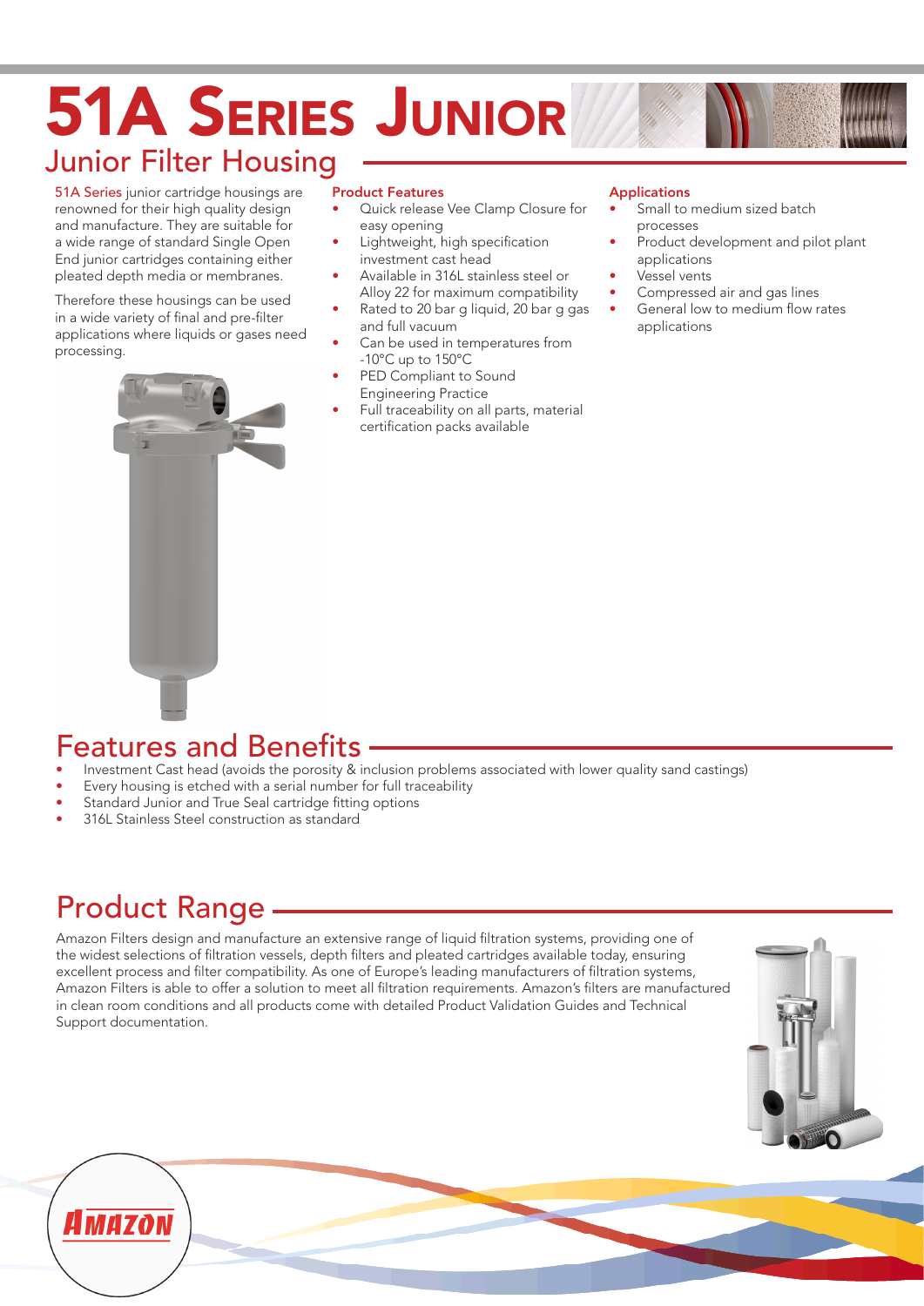# 51A Series Junior

## Junior Filter Housing

51A Series junior cartridge housings are renowned for their high quality design and manufacture. They are suitable for a wide range of standard Single Open End junior cartridges containing either pleated depth media or membranes.

Therefore these housings can be used in a wide variety of final and pre-filter applications where liquids or gases need processing.

### Product Features

- Quick release Vee Clamp Closure for easy opening
- Lightweight, high specification investment cast head
- Available in 316L stainless steel or Alloy 22 for maximum compatibility
- Rated to 20 bar g liquid, 20 bar g gas and full vacuum
- Can be used in temperatures from -10°C up to 150°C
- PED Compliant to Sound Engineering Practice
- Full traceability on all parts, material certification packs available

### Applications

- Small to medium sized batch processes
- Product development and pilot plant applications
- Vessel vents
- Compressed air and gas lines
- General low to medium flow rates applications

## Features and Benefits

- Investment Cast head (avoids the porosity & inclusion problems associated with lower quality sand castings)
- Every housing is etched with a serial number for full traceability
- Standard Junior and True Seal cartridge fitting options
- 316L Stainless Steel construction as standard

## Product Range

Amazon Filters design and manufacture an extensive range of liquid filtration systems, providing one of the widest selections of filtration vessels, depth filters and pleated cartridges available today, ensuring excellent process and filter compatibility. As one of Europe's leading manufacturers of filtration systems, Amazon Filters is able to offer a solution to meet all filtration requirements. Amazon's filters are manufactured in clean room conditions and all products come with detailed Product Validation Guides and Technical Support documentation.

AMAZON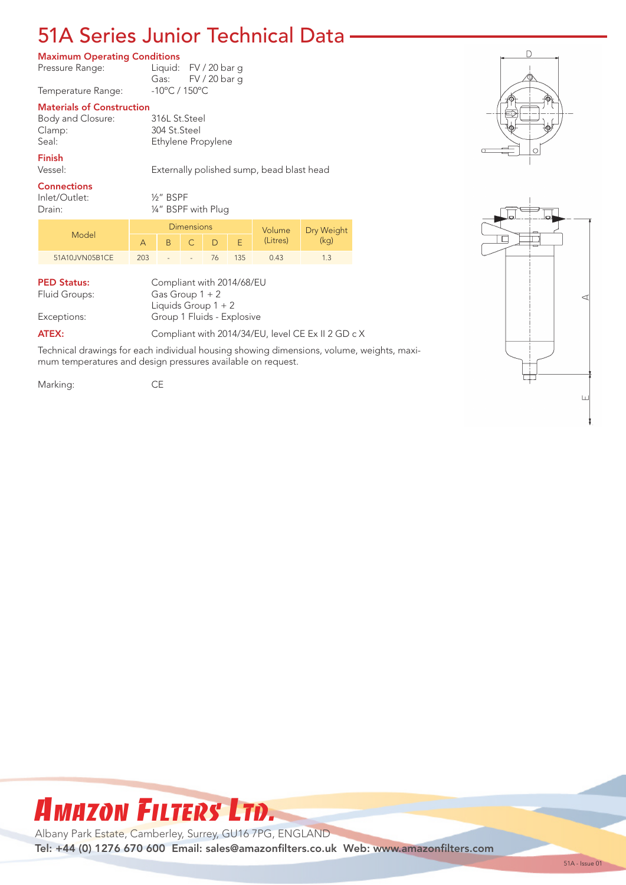# 51A Series Junior Technical Data

**Maximum Operating Conditions**

Pressure Range: Liquid: FV / 20 bar g
Gas: FV / 20 bar g

Temperature Range: -10°C / 150°C

**Materials of Construction**

Body and Closure: 316L St.Steel
Clamp: 304 St.Steel
Seal: Ethylene Propylene

**Finish**

Vessel: Externally polished sump, bead blast head

**Connections**

Inlet/Outlet: ½" BSPF
Drain: ¼" BSPF with Plug

| Model | Dimensions | | | | | Volume (Litres) | Dry Weight (kg) |
|---|---|---|---|---|---|---|---|
| | A | B | C | D | E | | |
| 51A10JVN05B1CE | 203 | - | - | 76 | 135 | 0.43 | 1.3 |

**PED Status:** Compliant with 2014/68/EU

Fluid Groups: Gas Group 1 + 2
Liquids Group 1 + 2

Exceptions: Group 1 Fluids - Explosive

**ATEX:** Compliant with 2014/34/EU, level CE Ex II 2 GD c X

Technical drawings for each individual housing showing dimensions, volume, weights, maximum temperatures and design pressures available on request.

Marking: CE

D

A

E

**Amazon Filters Ltd.**

Albany Park Estate, Camberley, Surrey, GU16 7PG, ENGLAND

**Tel: +44 (0) 1276 670 600 Email: sales@amazonfilters.co.uk Web: www.amazonfilters.com**

51A - Issue 01